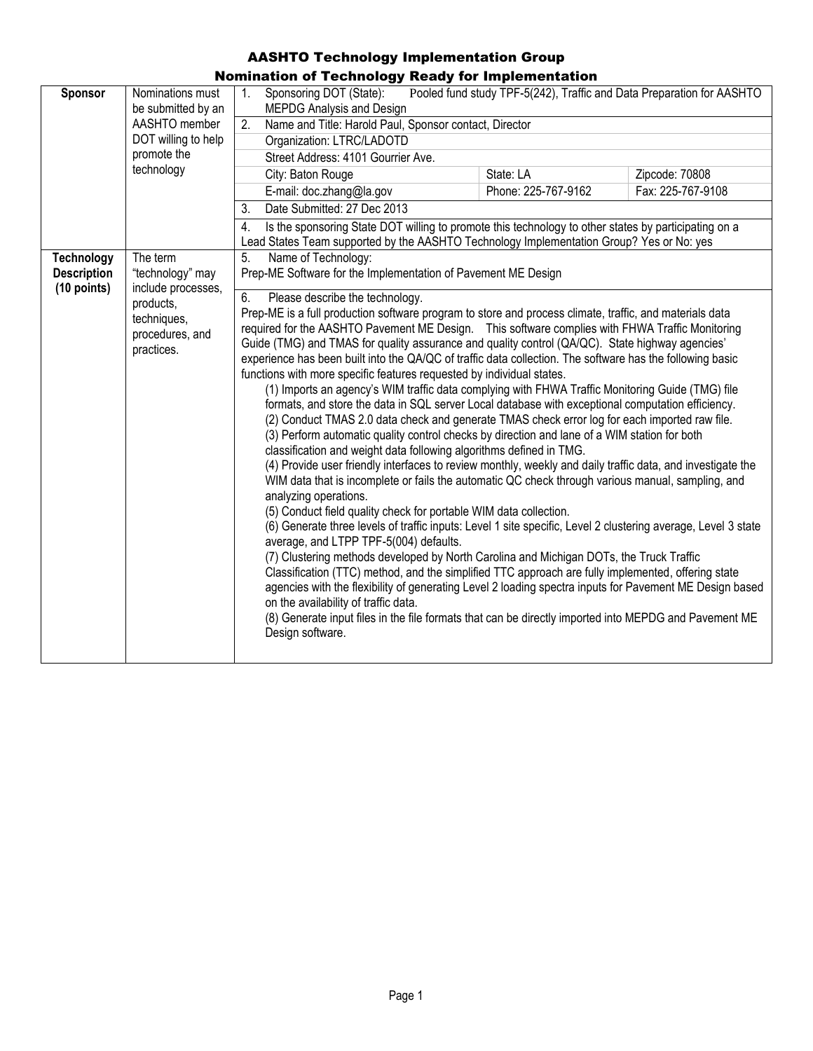# AASHTO Technology Implementation Group

## Nomination of Technology Ready for Implementation

| | | | | |
|---|---|---|---|---|
| **Sponsor** | Nominations must be submitted by an AASHTO member DOT willing to help promote the technology | 1. Sponsoring DOT (State): Pooled fund study TPF-5(242), Traffic and Data Preparation for AASHTO MEPDG Analysis and Design | | |
| | | 2. Name and Title: Harold Paul, Sponsor contact, Director | | |
| | | Organization: LTRC/LADOTD | | |
| | | Street Address: 4101 Gourrier Ave. | | |
| | | City: Baton Rouge | State: LA | Zipcode: 70808 |
| | | E-mail: doc.zhang@la.gov | Phone: 225-767-9162 | Fax: 225-767-9108 |
| | | 3. Date Submitted: 27 Dec 2013 | | |
| | | 4. Is the sponsoring State DOT willing to promote this technology to other states by participating on a Lead States Team supported by the AASHTO Technology Implementation Group? Yes or No: yes | | |
| **Technology Description (10 points)** | The term "technology" may include processes, products, techniques, procedures, and practices. | 5. Name of Technology: Prep-ME Software for the Implementation of Pavement ME Design | | |

6. Please describe the technology.

Prep-ME is a full production software program to store and process climate, traffic, and materials data required for the AASHTO Pavement ME Design. This software complies with FHWA Traffic Monitoring Guide (TMG) and TMAS for quality assurance and quality control (QA/QC). State highway agencies' experience has been built into the QA/QC of traffic data collection. The software has the following basic functions with more specific features requested by individual states.

(1) Imports an agency's WIM traffic data complying with FHWA Traffic Monitoring Guide (TMG) file formats, and store the data in SQL server Local database with exceptional computation efficiency.
(2) Conduct TMAS 2.0 data check and generate TMAS check error log for each imported raw file.
(3) Perform automatic quality control checks by direction and lane of a WIM station for both classification and weight data following algorithms defined in TMG.
(4) Provide user friendly interfaces to review monthly, weekly and daily traffic data, and investigate the WIM data that is incomplete or fails the automatic QC check through various manual, sampling, and analyzing operations.
(5) Conduct field quality check for portable WIM data collection.
(6) Generate three levels of traffic inputs: Level 1 site specific, Level 2 clustering average, Level 3 state average, and LTPP TPF-5(004) defaults.
(7) Clustering methods developed by North Carolina and Michigan DOTs, the Truck Traffic Classification (TTC) method, and the simplified TTC approach are fully implemented, offering state agencies with the flexibility of generating Level 2 loading spectra inputs for Pavement ME Design based on the availability of traffic data.
(8) Generate input files in the file formats that can be directly imported into MEPDG and Pavement ME Design software.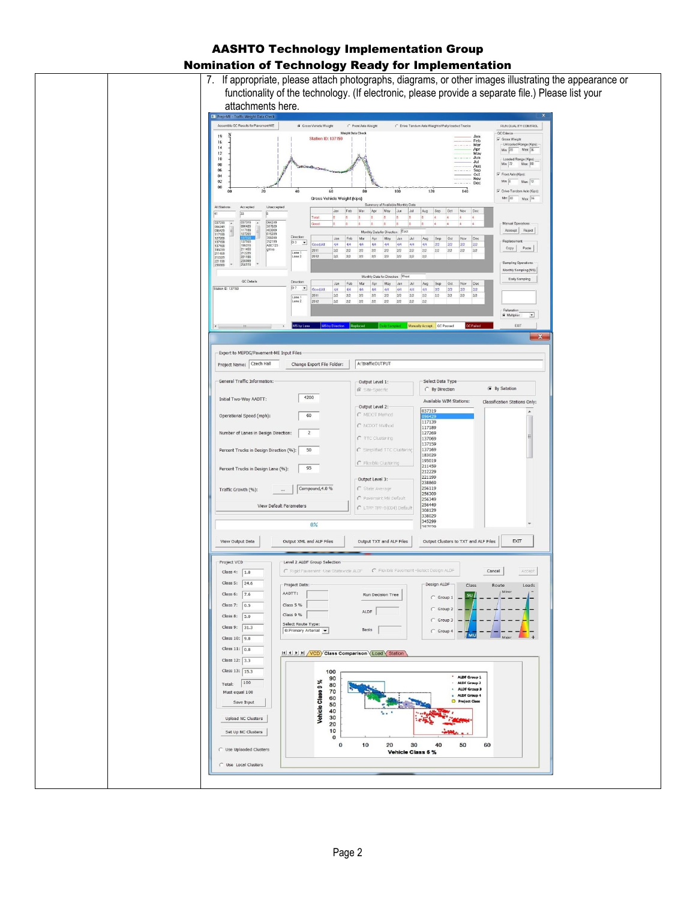# AASHTO Technology Implementation Group

## Nomination of Technology Ready for Implementation

7. If appropriate, please attach photographs, diagrams, or other images illustrating the appearance or functionality of the technology. (If electronic, please provide a separate file.) Please list your attachments here.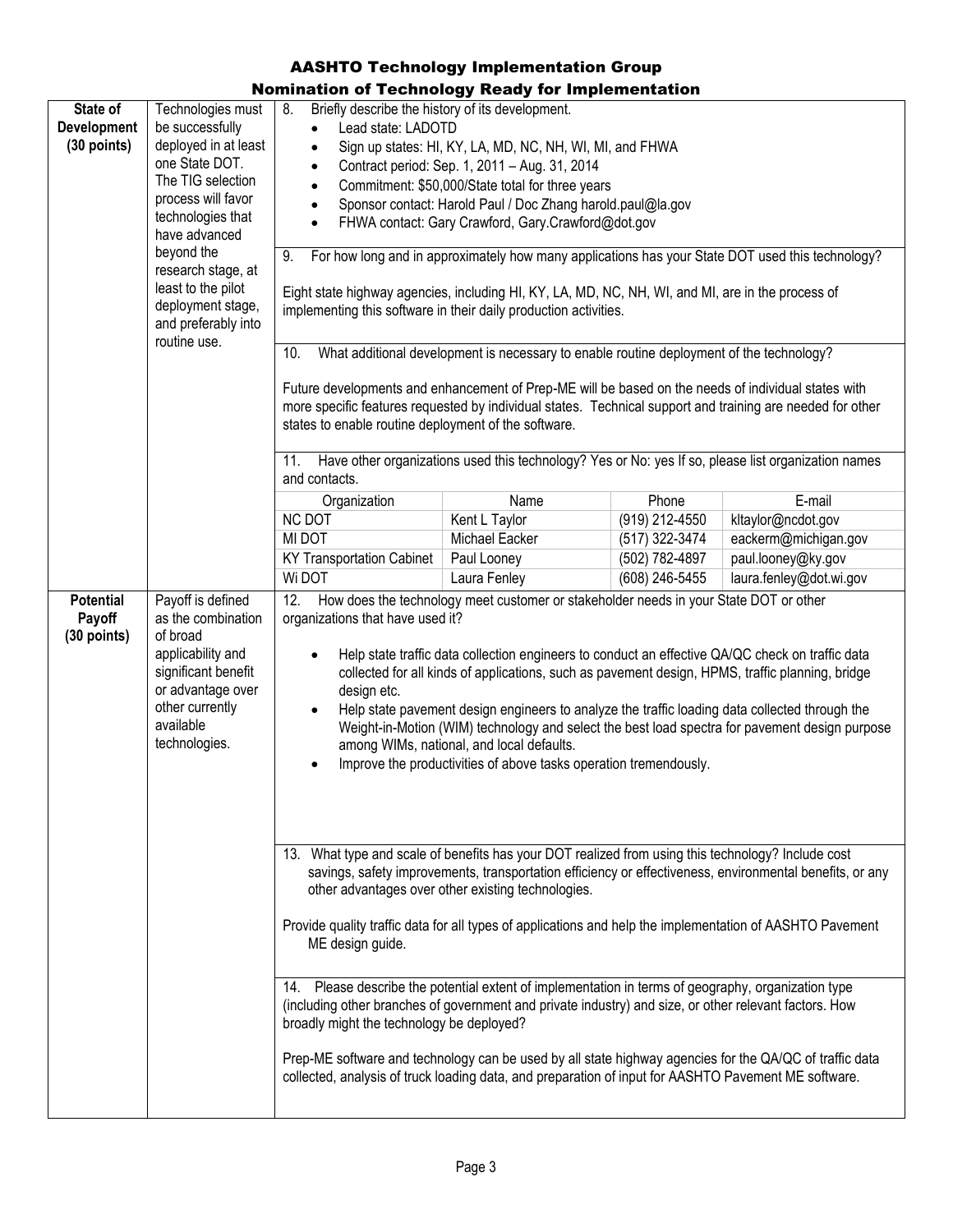# AASHTO Technology Implementation Group
## Nomination of Technology Ready for Implementation

**State of Development (30 points)**

Technologies must be successfully deployed in at least one State DOT. The TIG selection process will favor technologies that have advanced beyond the research stage, at least to the pilot deployment stage, and preferably into routine use.

8. Briefly describe the history of its development.

- Lead state: LADOTD
- Sign up states: HI, KY, LA, MD, NC, NH, WI, MI, and FHWA
- Contract period: Sep. 1, 2011 – Aug. 31, 2014
- Commitment: $50,000/State total for three years
- Sponsor contact: Harold Paul / Doc Zhang harold.paul@la.gov
- FHWA contact: Gary Crawford, Gary.Crawford@dot.gov

9. For how long and in approximately how many applications has your State DOT used this technology?

Eight state highway agencies, including HI, KY, LA, MD, NC, NH, WI, and MI, are in the process of implementing this software in their daily production activities.

10. What additional development is necessary to enable routine deployment of the technology?

Future developments and enhancement of Prep-ME will be based on the needs of individual states with more specific features requested by individual states. Technical support and training are needed for other states to enable routine deployment of the software.

11. Have other organizations used this technology? Yes or No: yes If so, please list organization names and contacts.

| Organization | Name | Phone | E-mail |
|---|---|---|---|
| NC DOT | Kent L Taylor | (919) 212-4550 | kltaylor@ncdot.gov |
| MI DOT | Michael Eacker | (517) 322-3474 | eackerm@michigan.gov |
| KY Transportation Cabinet | Paul Looney | (502) 782-4897 | paul.looney@ky.gov |
| Wi DOT | Laura Fenley | (608) 246-5455 | laura.fenley@dot.wi.gov |

**Potential Payoff (30 points)**

Payoff is defined as the combination of broad applicability and significant benefit or advantage over other currently available technologies.

12. How does the technology meet customer or stakeholder needs in your State DOT or other organizations that have used it?

- Help state traffic data collection engineers to conduct an effective QA/QC check on traffic data collected for all kinds of applications, such as pavement design, HPMS, traffic planning, bridge design etc.
- Help state pavement design engineers to analyze the traffic loading data collected through the Weight-in-Motion (WIM) technology and select the best load spectra for pavement design purpose among WIMs, national, and local defaults.
- Improve the productivities of above tasks operation tremendously.

13. What type and scale of benefits has your DOT realized from using this technology? Include cost savings, safety improvements, transportation efficiency or effectiveness, environmental benefits, or any other advantages over other existing technologies.

Provide quality traffic data for all types of applications and help the implementation of AASHTO Pavement ME design guide.

14. Please describe the potential extent of implementation in terms of geography, organization type (including other branches of government and private industry) and size, or other relevant factors. How broadly might the technology be deployed?

Prep-ME software and technology can be used by all state highway agencies for the QA/QC of traffic data collected, analysis of truck loading data, and preparation of input for AASHTO Pavement ME software.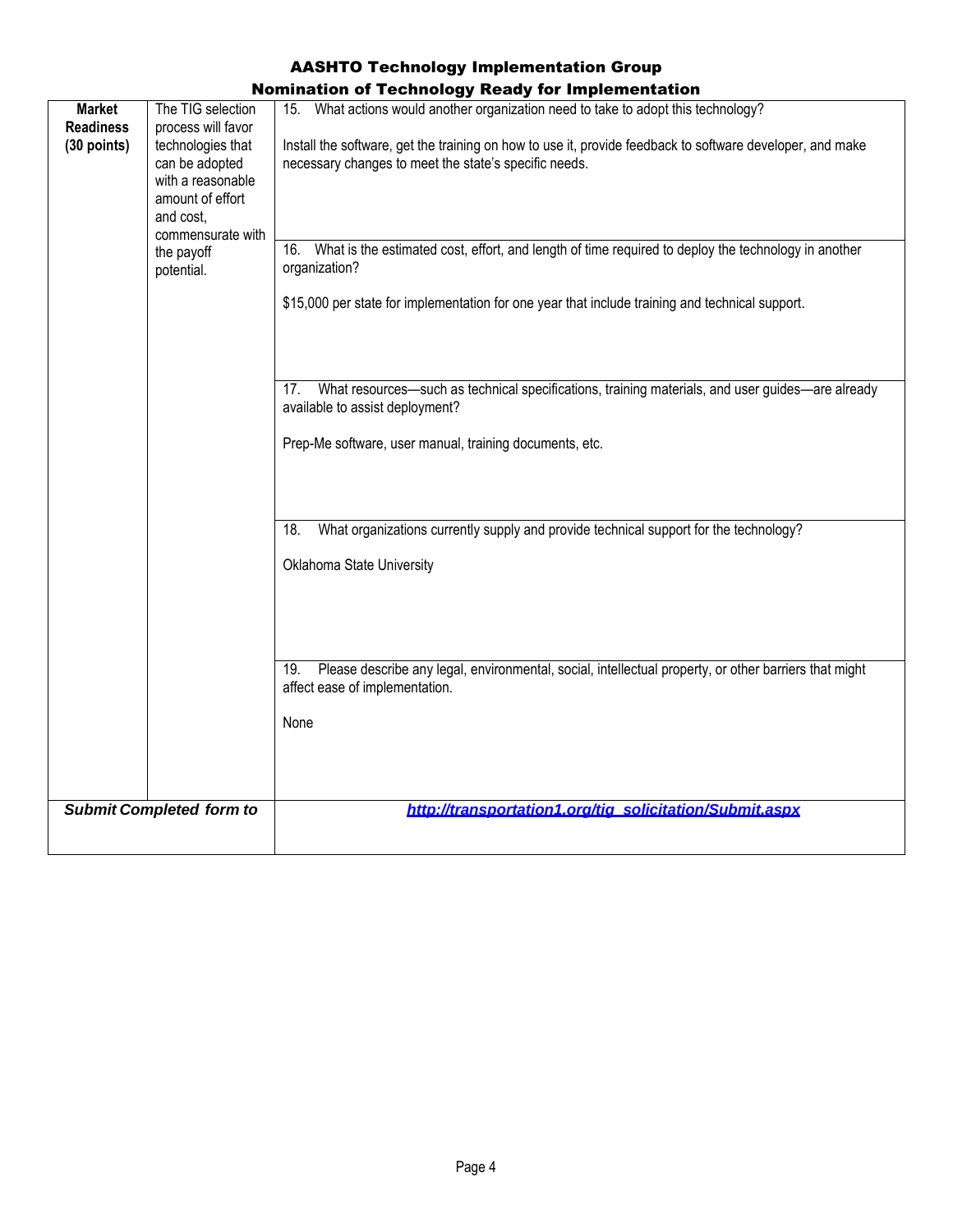**AASHTO Technology Implementation Group**
**Nomination of Technology Ready for Implementation**

| | | |
|---|---|---|
| **Market Readiness (30 points)** | The TIG selection process will favor technologies that can be adopted with a reasonable amount of effort and cost, commensurate with the payoff potential. | 15. What actions would another organization need to take to adopt this technology?<br><br>Install the software, get the training on how to use it, provide feedback to software developer, and make necessary changes to meet the state's specific needs. |
| | | 16. What is the estimated cost, effort, and length of time required to deploy the technology in another organization?<br><br>$15,000 per state for implementation for one year that include training and technical support. |
| | | 17. What resources—such as technical specifications, training materials, and user guides—are already available to assist deployment?<br><br>Prep-Me software, user manual, training documents, etc. |
| | | 18. What organizations currently supply and provide technical support for the technology?<br><br>Oklahoma State University |
| | | 19. Please describe any legal, environmental, social, intellectual property, or other barriers that might affect ease of implementation.<br><br>None |
| ***Submit Completed form to*** | | ***[http://transportation1.org/tig_solicitation/Submit.aspx](http://transportation1.org/tig_solicitation/Submit.aspx)*** |